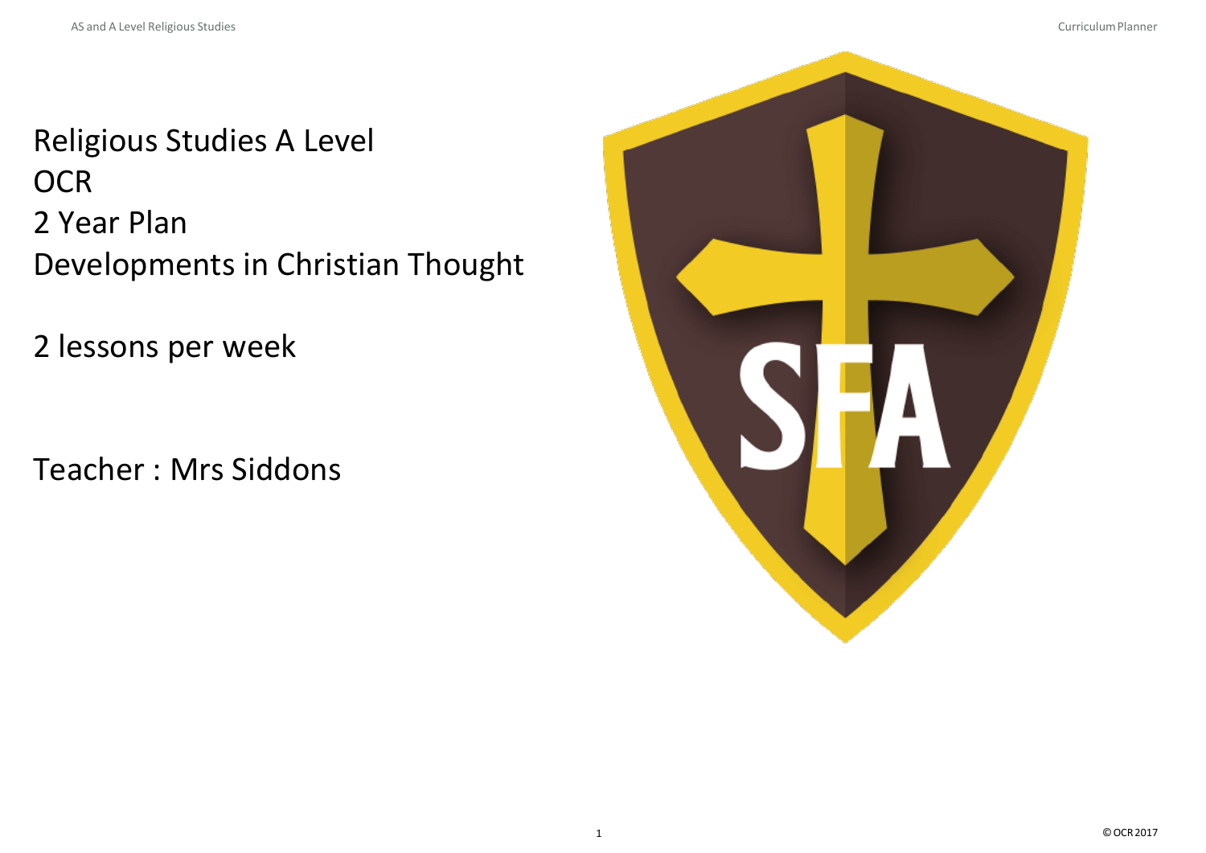Religious Studies A Level
OCR
2 Year Plan
Developments in Christian Thought

2 lessons per week

Teacher : Mrs Siddons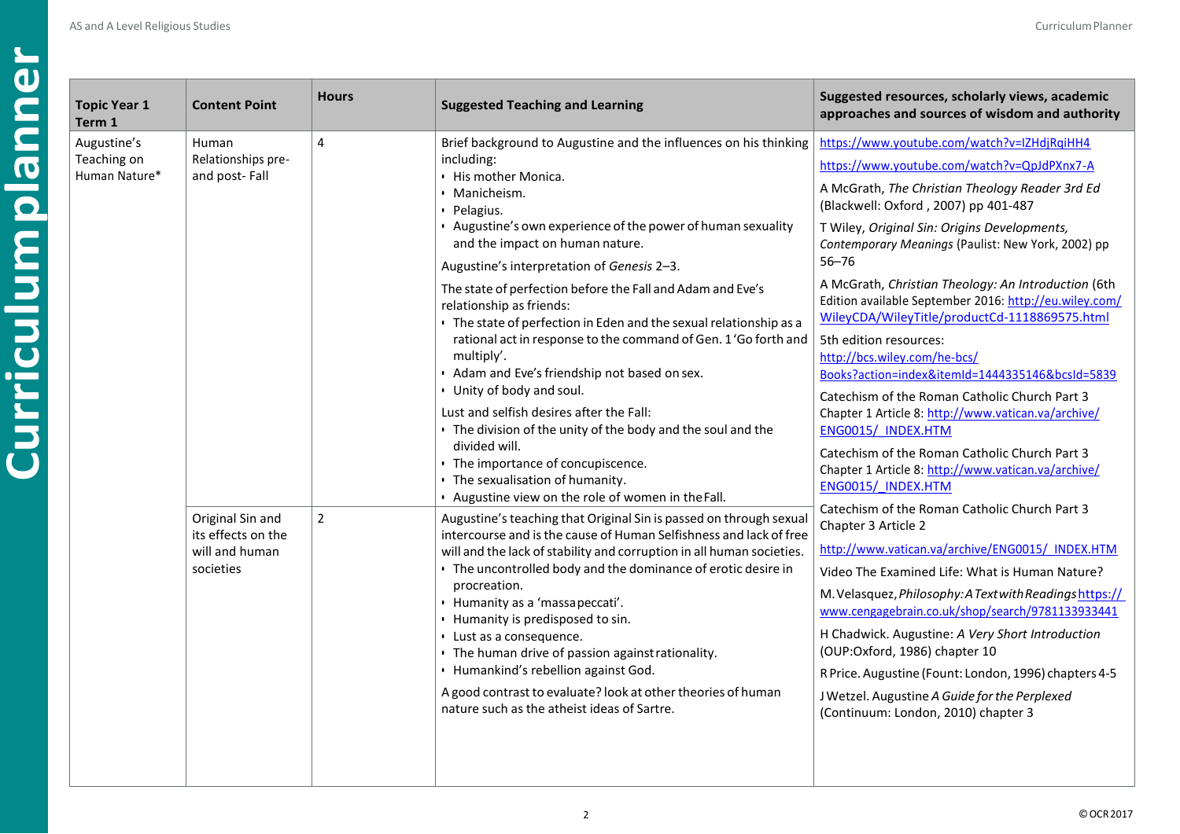| Topic Year 1 Term 1 | Content Point | Hours | Suggested Teaching and Learning | Suggested resources, scholarly views, academic approaches and sources of wisdom and authority |
|---|---|---|---|---|
| Augustine's Teaching on Human Nature* | Human Relationships pre- and post- Fall | 4 | Brief background to Augustine and the influences on his thinking including:<br>• His mother Monica.<br>• Manicheism.<br>• Pelagius.<br>• Augustine's own experience of the power of human sexuality and the impact on human nature.<br><br>Augustine's interpretation of *Genesis* 2–3.<br><br>The state of perfection before the Fall and Adam and Eve's relationship as friends:<br>• The state of perfection in Eden and the sexual relationship as a rational act in response to the command of Gen. 1 'Go forth and multiply'.<br>• Adam and Eve's friendship not based on sex.<br>• Unity of body and soul.<br><br>Lust and selfish desires after the Fall:<br>• The division of the unity of the body and the soul and the divided will.<br>• The importance of concupiscence.<br>• The sexualisation of humanity.<br>• Augustine view on the role of women in the Fall. | https://www.youtube.com/watch?v=IZHdjRqiHH4<br><br>https://www.youtube.com/watch?v=QpJdPXnx7-A<br><br>A McGrath, *The Christian Theology Reader 3rd Ed* (Blackwell: Oxford , 2007) pp 401-487<br><br>T Wiley, *Original Sin: Origins Developments, Contemporary Meanings* (Paulist: New York, 2002) pp 56–76<br><br>A McGrath, *Christian Theology: An Introduction* (6th Edition available September 2016: http://eu.wiley.com/WileyCDA/WileyTitle/productCd-1118869575.html<br><br>5th edition resources: http://bcs.wiley.com/he-bcs/Books?action=index&itemId=1444335146&bcsId=5839<br><br>Catechism of the Roman Catholic Church Part 3 Chapter 1 Article 8: http://www.vatican.va/archive/ENG0015/_INDEX.HTM<br><br>Catechism of the Roman Catholic Church Part 3 Chapter 1 Article 8: http://www.vatican.va/archive/ENG0015/_INDEX.HTM |
| | Original Sin and its effects on the will and human societies | 2 | Augustine's teaching that Original Sin is passed on through sexual intercourse and is the cause of Human Selfishness and lack of free will and the lack of stability and corruption in all human societies.<br>• The uncontrolled body and the dominance of erotic desire in procreation.<br>• Humanity as a 'massa peccati'.<br>• Humanity is predisposed to sin.<br>• Lust as a consequence.<br>• The human drive of passion against rationality.<br>• Humankind's rebellion against God.<br><br>A good contrast to evaluate? look at other theories of human nature such as the atheist ideas of Sartre. | Catechism of the Roman Catholic Church Part 3 Chapter 3 Article 2<br><br>http://www.vatican.va/archive/ENG0015/_INDEX.HTM<br><br>Video The Examined Life: What is Human Nature?<br><br>M. Velasquez, *Philosophy: A Text with Readings* https://www.cengagebrain.co.uk/shop/search/9781133933441<br><br>H Chadwick. Augustine: *A Very Short Introduction* (OUP:Oxford, 1986) chapter 10<br><br>R Price. Augustine (Fount: London, 1996) chapters 4-5<br><br>J Wetzel. Augustine *A Guide for the Perplexed* (Continuum: London, 2010) chapter 3 |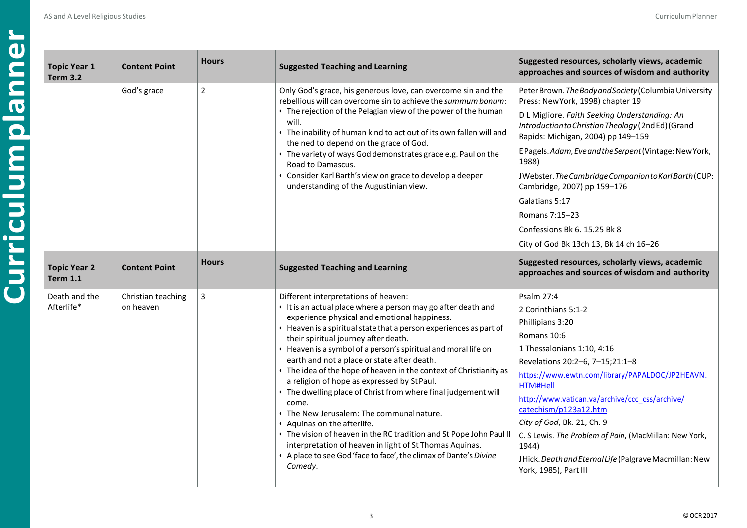| Topic Year 1 Term 3.2 | Content Point | Hours | Suggested Teaching and Learning | Suggested resources, scholarly views, academic approaches and sources of wisdom and authority |
|---|---|---|---|---|
| | God's grace | 2 | Only God's grace, his generous love, can overcome sin and the rebellious will can overcome sin to achieve the *summum bonum*:<br>• The rejection of the Pelagian view of the power of the human will.<br>• The inability of human kind to act out of its own fallen will and the ned to depend on the grace of God.<br>• The variety of ways God demonstrates grace e.g. Paul on the Road to Damascus.<br>• Consider Karl Barth's view on grace to develop a deeper understanding of the Augustinian view. | Peter Brown. *The Body and Society* (Columbia University Press: New York, 1998) chapter 19<br>D L Migliore. *Faith Seeking Understanding: An Introduction to Christian Theology* (2nd Ed) (Grand Rapids: Michigan, 2004) pp 149–159<br>E Pagels. *Adam, Eve and the Serpent* (Vintage: New York, 1988)<br>J Webster. *The Cambridge Companion to Karl Barth* (CUP: Cambridge, 2007) pp 159–176<br>Galatians 5:17<br>Romans 7:15–23<br>Confessions Bk 6. 15.25 Bk 8<br>City of God Bk 13ch 13, Bk 14 ch 16–26 |
| **Topic Year 2 Term 1.1** | **Content Point** | **Hours** | **Suggested Teaching and Learning** | **Suggested resources, scholarly views, academic approaches and sources of wisdom and authority** |
| Death and the Afterlife* | Christian teaching on heaven | 3 | Different interpretations of heaven:<br>• It is an actual place where a person may go after death and experience physical and emotional happiness.<br>• Heaven is a spiritual state that a person experiences as part of their spiritual journey after death.<br>• Heaven is a symbol of a person's spiritual and moral life on earth and not a place or state after death.<br>• The idea of the hope of heaven in the context of Christianity as a religion of hope as expressed by St Paul.<br>• The dwelling place of Christ from where final judgement will come.<br>• The New Jerusalem: The communal nature.<br>• Aquinas on the afterlife.<br>• The vision of heaven in the RC tradition and St Pope John Paul II interpretation of heaven in light of St Thomas Aquinas.<br>• A place to see God 'face to face', the climax of Dante's *Divine Comedy*. | Psalm 27:4<br>2 Corinthians 5:1-2<br>Phillipians 3:20<br>Romans 10:6<br>1 Thessalonians 1:10, 4:16<br>Revelations 20:2–6, 7–15;21:1–8<br>https://www.ewtn.com/library/PAPALDOC/JP2HEAVN.HTM#Hell<br>http://www.vatican.va/archive/ccc_css/archive/catechism/p123a12.htm<br>*City of God*, Bk. 21, Ch. 9<br>C. S Lewis. *The Problem of Pain*, (MacMillan: New York, 1944)<br>J Hick. *Death and Eternal Life* (Palgrave Macmillan: New York, 1985), Part III |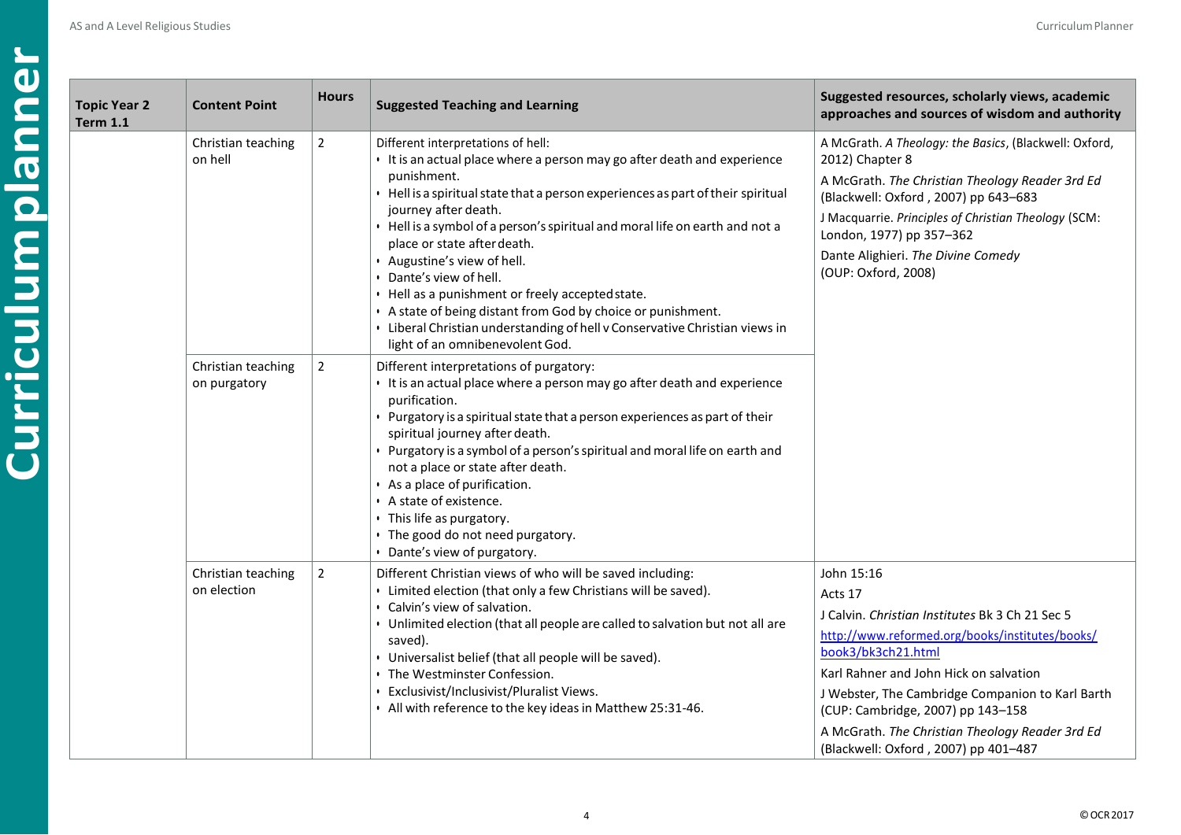| Topic Year 2 Term 1.1 | Content Point | Hours | Suggested Teaching and Learning | Suggested resources, scholarly views, academic approaches and sources of wisdom and authority |
|---|---|---|---|---|
| | Christian teaching on hell | 2 | Different interpretations of hell:<br>• It is an actual place where a person may go after death and experience punishment.<br>• Hell is a spiritual state that a person experiences as part of their spiritual journey after death.<br>• Hell is a symbol of a person's spiritual and moral life on earth and not a place or state after death.<br>• Augustine's view of hell.<br>• Dante's view of hell.<br>• Hell as a punishment or freely accepted state.<br>• A state of being distant from God by choice or punishment.<br>• Liberal Christian understanding of hell v Conservative Christian views in light of an omnibenevolent God. | A McGrath. *A Theology: the Basics*, (Blackwell: Oxford, 2012) Chapter 8<br>A McGrath. *The Christian Theology Reader 3rd Ed* (Blackwell: Oxford , 2007) pp 643–683<br>J Macquarrie. *Principles of Christian Theology* (SCM: London, 1977) pp 357–362<br>Dante Alighieri. *The Divine Comedy* (OUP: Oxford, 2008) |
| | Christian teaching on purgatory | 2 | Different interpretations of purgatory:<br>• It is an actual place where a person may go after death and experience purification.<br>• Purgatory is a spiritual state that a person experiences as part of their spiritual journey after death.<br>• Purgatory is a symbol of a person's spiritual and moral life on earth and not a place or state after death.<br>• As a place of purification.<br>• A state of existence.<br>• This life as purgatory.<br>• The good do not need purgatory.<br>• Dante's view of purgatory. | |
| | Christian teaching on election | 2 | Different Christian views of who will be saved including:<br>• Limited election (that only a few Christians will be saved).<br>• Calvin's view of salvation.<br>• Unlimited election (that all people are called to salvation but not all are saved).<br>• Universalist belief (that all people will be saved).<br>• The Westminster Confession.<br>• Exclusivist/Inclusivist/Pluralist Views.<br>• All with reference to the key ideas in Matthew 25:31-46. | John 15:16<br>Acts 17<br>J Calvin. *Christian Institutes* Bk 3 Ch 21 Sec 5<br>http://www.reformed.org/books/institutes/books/book3/bk3ch21.html<br>Karl Rahner and John Hick on salvation<br>J Webster, The Cambridge Companion to Karl Barth (CUP: Cambridge, 2007) pp 143–158<br>A McGrath. *The Christian Theology Reader 3rd Ed* (Blackwell: Oxford , 2007) pp 401–487 |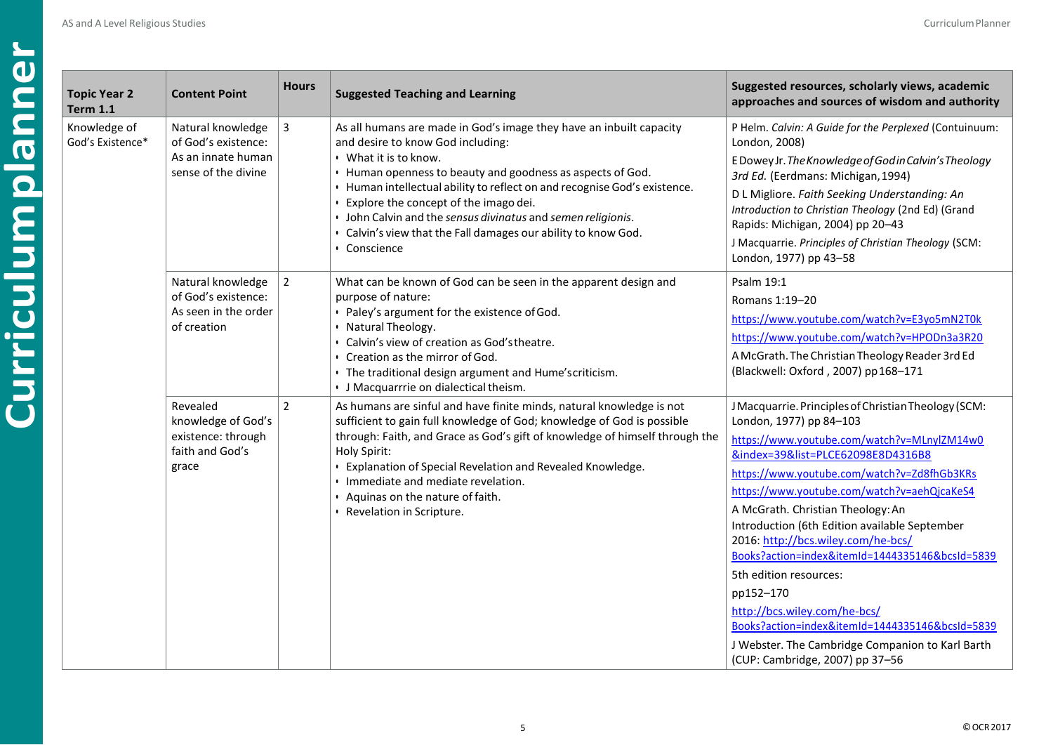| Topic Year 2 Term 1.1 | Content Point | Hours | Suggested Teaching and Learning | Suggested resources, scholarly views, academic approaches and sources of wisdom and authority |
|---|---|---|---|---|
| Knowledge of God's Existence* | Natural knowledge of God's existence: As an innate human sense of the divine | 3 | As all humans are made in God's image they have an inbuilt capacity and desire to know God including:<br>• What it is to know.<br>• Human openness to beauty and goodness as aspects of God.<br>• Human intellectual ability to reflect on and recognise God's existence.<br>• Explore the concept of the imago dei.<br>• John Calvin and the *sensus divinatus* and *semen religionis*.<br>• Calvin's view that the Fall damages our ability to know God.<br>• Conscience | P Helm. *Calvin: A Guide for the Perplexed* (Contuinuum: London, 2008)<br>E Dowey Jr. *The Knowledge of God in Calvin's Theology 3rd Ed.* (Eerdmans: Michigan, 1994)<br>D L Migliore. *Faith Seeking Understanding: An Introduction to Christian Theology* (2nd Ed) (Grand Rapids: Michigan, 2004) pp 20–43<br>J Macquarrie. *Principles of Christian Theology* (SCM: London, 1977) pp 43–58 |
| | Natural knowledge of God's existence: As seen in the order of creation | 2 | What can be known of God can be seen in the apparent design and purpose of nature:<br>• Paley's argument for the existence of God.<br>• Natural Theology.<br>• Calvin's view of creation as God's theatre.<br>• Creation as the mirror of God.<br>• The traditional design argument and Hume's criticism.<br>• J Macquarrrie on dialectical theism. | Psalm 19:1<br>Romans 1:19–20<br>https://www.youtube.com/watch?v=E3yo5mN2T0k<br>https://www.youtube.com/watch?v=HPODn3a3R20<br>A McGrath. The Christian Theology Reader 3rd Ed (Blackwell: Oxford , 2007) pp 168–171 |
| | Revealed knowledge of God's existence: through faith and God's grace | 2 | As humans are sinful and have finite minds, natural knowledge is not sufficient to gain full knowledge of God; knowledge of God is possible through: Faith, and Grace as God's gift of knowledge of himself through the Holy Spirit:<br>• Explanation of Special Revelation and Revealed Knowledge.<br>• Immediate and mediate revelation.<br>• Aquinas on the nature of faith.<br>• Revelation in Scripture. | J Macquarrie. Principles of Christian Theology (SCM: London, 1977) pp 84–103<br>https://www.youtube.com/watch?v=MLnylZM14w0&index=39&list=PLCE62098E8D4316B8<br>https://www.youtube.com/watch?v=Zd8fhGb3KRs<br>https://www.youtube.com/watch?v=aehQjcaKeS4<br>A McGrath. Christian Theology: An Introduction (6th Edition available September 2016: http://bcs.wiley.com/he-bcs/Books?action=index&itemId=1444335146&bcsId=5839<br>5th edition resources:<br>pp152–170<br>http://bcs.wiley.com/he-bcs/Books?action=index&itemId=1444335146&bcsId=5839<br>J Webster. The Cambridge Companion to Karl Barth (CUP: Cambridge, 2007) pp 37–56 |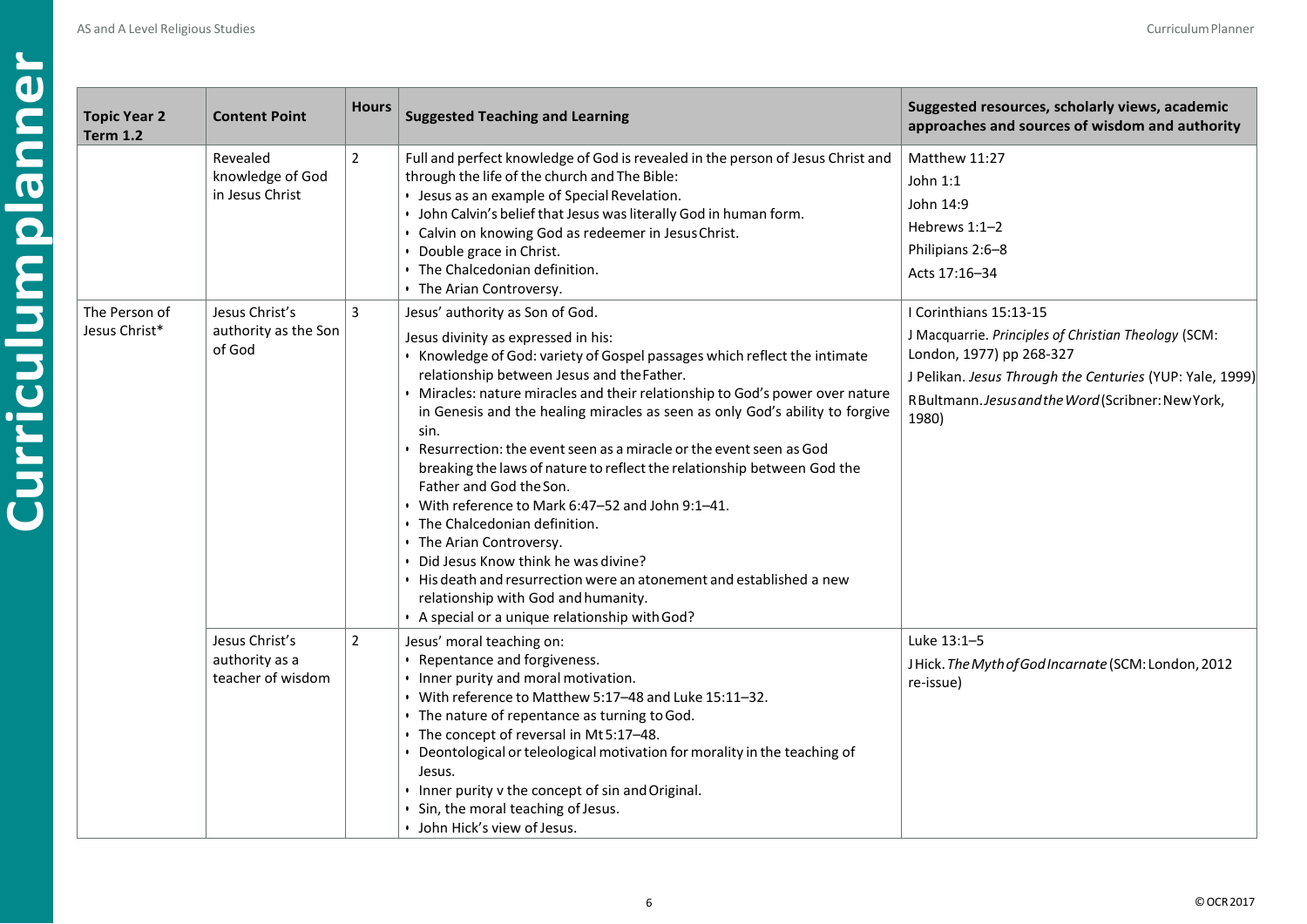| Topic Year 2 Term 1.2 | Content Point | Hours | Suggested Teaching and Learning | Suggested resources, scholarly views, academic approaches and sources of wisdom and authority |
|---|---|---|---|---|
| | Revealed knowledge of God in Jesus Christ | 2 | Full and perfect knowledge of God is revealed in the person of Jesus Christ and through the life of the church and The Bible:<br>• Jesus as an example of Special Revelation.<br>• John Calvin's belief that Jesus was literally God in human form.<br>• Calvin on knowing God as redeemer in Jesus Christ.<br>• Double grace in Christ.<br>• The Chalcedonian definition.<br>• The Arian Controversy. | Matthew 11:27<br>John 1:1<br>John 14:9<br>Hebrews 1:1–2<br>Philipians 2:6–8<br>Acts 17:16–34 |
| The Person of Jesus Christ* | Jesus Christ's authority as the Son of God | 3 | Jesus' authority as Son of God.<br>Jesus divinity as expressed in his:<br>• Knowledge of God: variety of Gospel passages which reflect the intimate relationship between Jesus and the Father.<br>• Miracles: nature miracles and their relationship to God's power over nature in Genesis and the healing miracles as seen as only God's ability to forgive sin.<br>• Resurrection: the event seen as a miracle or the event seen as God breaking the laws of nature to reflect the relationship between God the Father and God the Son.<br>• With reference to Mark 6:47–52 and John 9:1–41.<br>• The Chalcedonian definition.<br>• The Arian Controversy.<br>• Did Jesus Know think he was divine?<br>• His death and resurrection were an atonement and established a new relationship with God and humanity.<br>• A special or a unique relationship with God? | I Corinthians 15:13-15<br>J Macquarrie. *Principles of Christian Theology* (SCM: London, 1977) pp 268-327<br>J Pelikan. *Jesus Through the Centuries* (YUP: Yale, 1999)<br>R Bultmann. *Jesus and the Word* (Scribner: New York, 1980) |
| | Jesus Christ's authority as a teacher of wisdom | 2 | Jesus' moral teaching on:<br>• Repentance and forgiveness.<br>• Inner purity and moral motivation.<br>• With reference to Matthew 5:17–48 and Luke 15:11–32.<br>• The nature of repentance as turning to God.<br>• The concept of reversal in Mt 5:17–48.<br>• Deontological or teleological motivation for morality in the teaching of Jesus.<br>• Inner purity v the concept of sin and Original.<br>• Sin, the moral teaching of Jesus.<br>• John Hick's view of Jesus. | Luke 13:1–5<br>J Hick. *The Myth of God Incarnate* (SCM: London, 2012 re-issue) |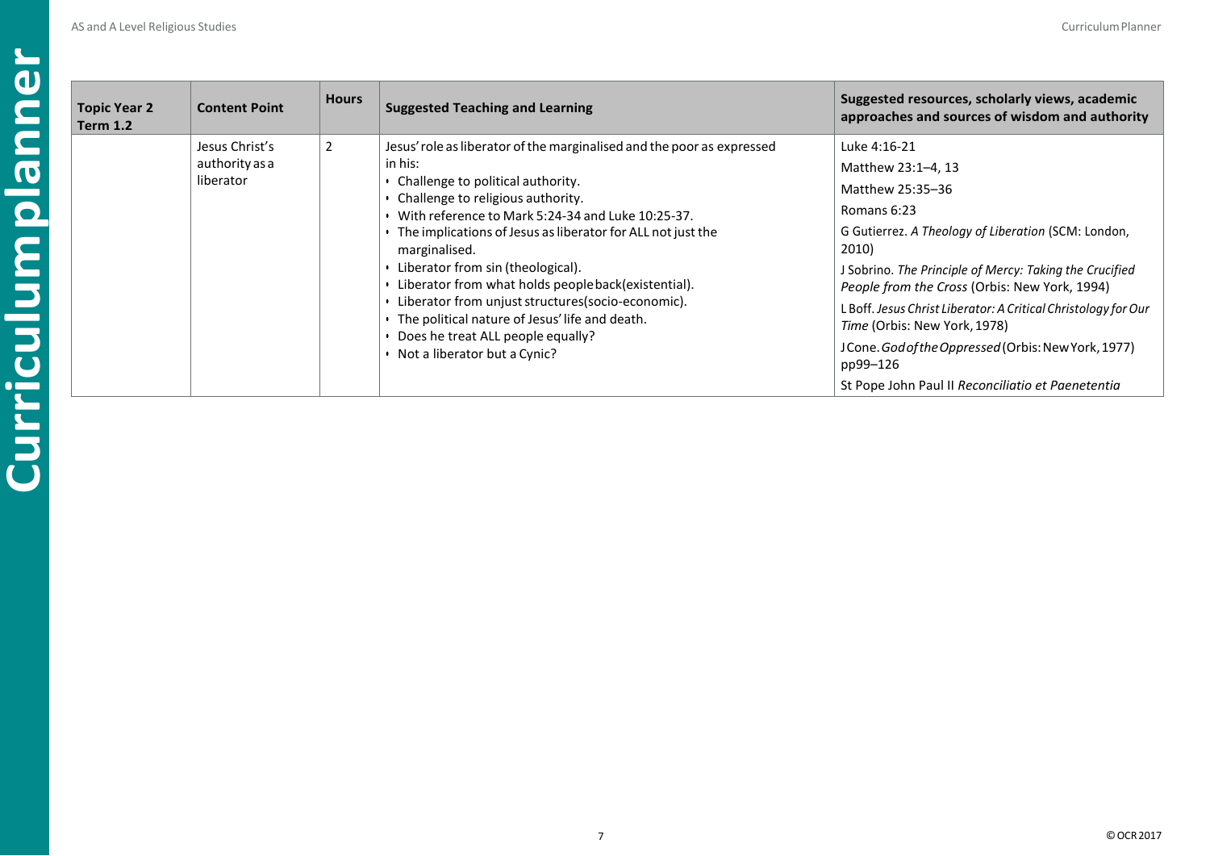| Topic Year 2 Term 1.2 | Content Point | Hours | Suggested Teaching and Learning | Suggested resources, scholarly views, academic approaches and sources of wisdom and authority |
|---|---|---|---|---|
| | Jesus Christ's authority as a liberator | 2 | Jesus' role as liberator of the marginalised and the poor as expressed in his:<br>• Challenge to political authority.<br>• Challenge to religious authority.<br>• With reference to Mark 5:24-34 and Luke 10:25-37.<br>• The implications of Jesus as liberator for ALL not just the marginalised.<br>• Liberator from sin (theological).<br>• Liberator from what holds people back(existential).<br>• Liberator from unjust structures(socio-economic).<br>• The political nature of Jesus' life and death.<br>• Does he treat ALL people equally?<br>• Not a liberator but a Cynic? | Luke 4:16-21<br>Matthew 23:1–4, 13<br>Matthew 25:35–36<br>Romans 6:23<br>G Gutierrez. *A Theology of Liberation* (SCM: London, 2010)<br>J Sobrino. *The Principle of Mercy: Taking the Crucified People from the Cross* (Orbis: New York, 1994)<br>L Boff. *Jesus Christ Liberator: A Critical Christology for Our Time* (Orbis: New York, 1978)<br>J Cone. *God of the Oppressed* (Orbis: New York, 1977) pp99–126<br>St Pope John Paul II *Reconciliatio et Paenetentia* |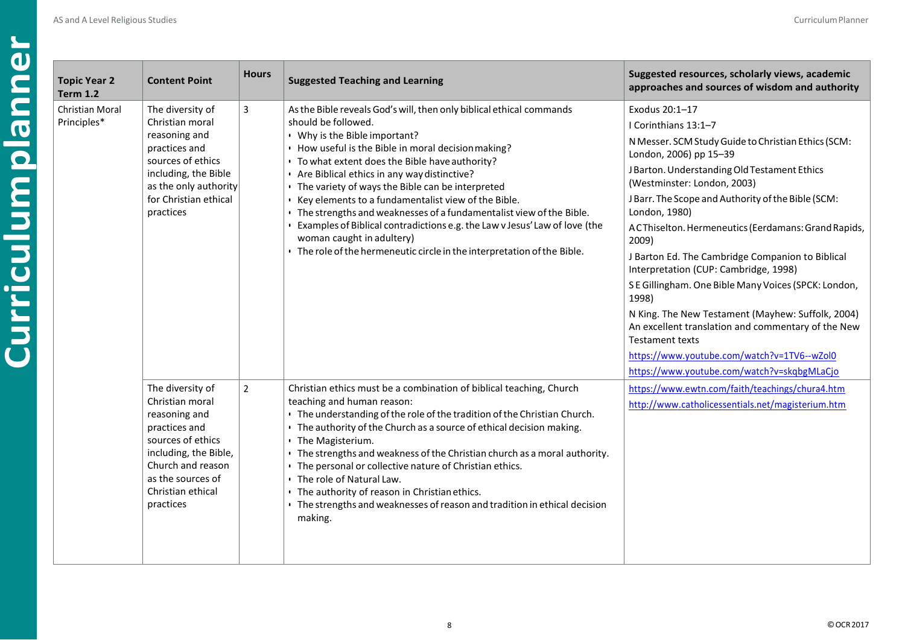| Topic Year 2 Term 1.2 | Content Point | Hours | Suggested Teaching and Learning | Suggested resources, scholarly views, academic approaches and sources of wisdom and authority |
|---|---|---|---|---|
| Christian Moral Principles* | The diversity of Christian moral reasoning and practices and sources of ethics including, the Bible as the only authority for Christian ethical practices | 3 | As the Bible reveals God's will, then only biblical ethical commands should be followed.<br>• Why is the Bible important?<br>• How useful is the Bible in moral decision making?<br>• To what extent does the Bible have authority?<br>• Are Biblical ethics in any way distinctive?<br>• The variety of ways the Bible can be interpreted<br>• Key elements to a fundamentalist view of the Bible.<br>• The strengths and weaknesses of a fundamentalist view of the Bible.<br>• Examples of Biblical contradictions e.g. the Law v Jesus' Law of love (the woman caught in adultery)<br>• The role of the hermeneutic circle in the interpretation of the Bible. | Exodus 20:1–17<br>I Corinthians 13:1–7<br>N Messer. SCM Study Guide to Christian Ethics (SCM: London, 2006) pp 15–39<br>J Barton. Understanding Old Testament Ethics (Westminster: London, 2003)<br>J Barr. The Scope and Authority of the Bible (SCM: London, 1980)<br>A C Thiselton. Hermeneutics (Eerdamans: Grand Rapids, 2009)<br>J Barton Ed. The Cambridge Companion to Biblical Interpretation (CUP: Cambridge, 1998)<br>S E Gillingham. One Bible Many Voices (SPCK: London, 1998)<br>N King. The New Testament (Mayhew: Suffolk, 2004) An excellent translation and commentary of the New Testament texts<br>https://www.youtube.com/watch?v=1TV6--wZol0<br>https://www.youtube.com/watch?v=skqbgMLaCjo |
| | The diversity of Christian moral reasoning and practices and sources of ethics including, the Bible, Church and reason as the sources of Christian ethical practices | 2 | Christian ethics must be a combination of biblical teaching, Church teaching and human reason:<br>• The understanding of the role of the tradition of the Christian Church.<br>• The authority of the Church as a source of ethical decision making.<br>• The Magisterium.<br>• The strengths and weakness of the Christian church as a moral authority.<br>• The personal or collective nature of Christian ethics.<br>• The role of Natural Law.<br>• The authority of reason in Christian ethics.<br>• The strengths and weaknesses of reason and tradition in ethical decision making. | https://www.ewtn.com/faith/teachings/chura4.htm<br>http://www.catholicessentials.net/magisterium.htm |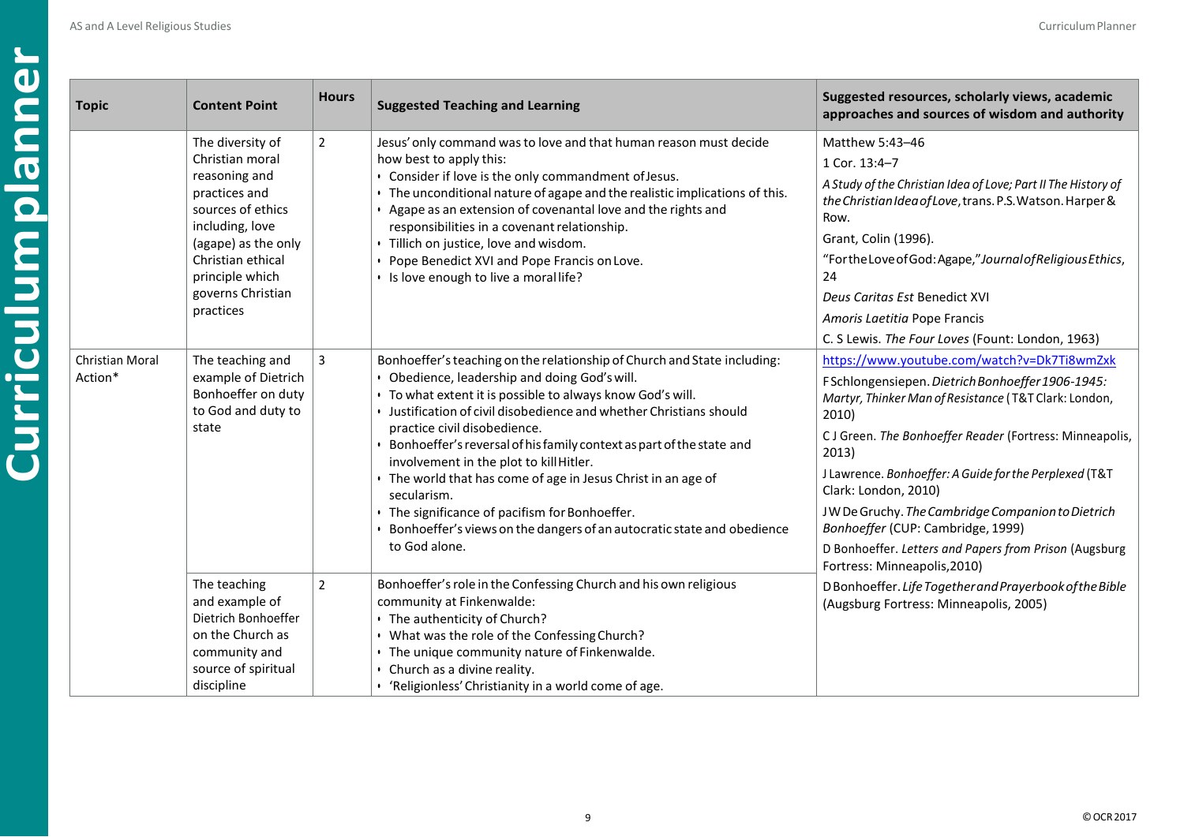| Topic | Content Point | Hours | Suggested Teaching and Learning | Suggested resources, scholarly views, academic approaches and sources of wisdom and authority |
|---|---|---|---|---|
| | The diversity of Christian moral reasoning and practices and sources of ethics including, love (agape) as the only Christian ethical principle which governs Christian practices | 2 | Jesus' only command was to love and that human reason must decide how best to apply this:<br>• Consider if love is the only commandment of Jesus.<br>• The unconditional nature of agape and the realistic implications of this.<br>• Agape as an extension of covenantal love and the rights and responsibilities in a covenant relationship.<br>• Tillich on justice, love and wisdom.<br>• Pope Benedict XVI and Pope Francis on Love.<br>• Is love enough to live a moral life? | Matthew 5:43–46<br>1 Cor. 13:4–7<br>*A Study of the Christian Idea of Love; Part II The History of the Christian Idea of Love*, trans. P.S. Watson. Harper & Row.<br>Grant, Colin (1996).<br>"For the Love of God: Agape," *Journal of Religious Ethics*, 24<br>*Deus Caritas Est* Benedict XVI<br>*Amoris Laetitia* Pope Francis<br>C. S Lewis. *The Four Loves* (Fount: London, 1963) |
| Christian Moral Action* | The teaching and example of Dietrich Bonhoeffer on duty to God and duty to state | 3 | Bonhoeffer's teaching on the relationship of Church and State including:<br>• Obedience, leadership and doing God's will.<br>• To what extent it is possible to always know God's will.<br>• Justification of civil disobedience and whether Christians should practice civil disobedience.<br>• Bonhoeffer's reversal of his family context as part of the state and involvement in the plot to kill Hitler.<br>• The world that has come of age in Jesus Christ in an age of secularism.<br>• The significance of pacifism for Bonhoeffer.<br>• Bonhoeffer's views on the dangers of an autocratic state and obedience to God alone. | https://www.youtube.com/watch?v=Dk7Ti8wmZxk<br>F Schlongensiepen. *Dietrich Bonhoeffer 1906-1945: Martyr, Thinker Man of Resistance* (T&T Clark: London, 2010)<br>C J Green. *The Bonhoeffer Reader* (Fortress: Minneapolis, 2013)<br>J Lawrence. *Bonhoeffer: A Guide for the Perplexed* (T&T Clark: London, 2010)<br>J W De Gruchy. *The Cambridge Companion to Dietrich Bonhoeffer* (CUP: Cambridge, 1999)<br>D Bonhoeffer. *Letters and Papers from Prison* (Augsburg Fortress: Minneapolis, 2010)<br>D Bonhoeffer. *Life Together and Prayerbook of the Bible* (Augsburg Fortress: Minneapolis, 2005) |
| | The teaching and example of Dietrich Bonhoeffer on the Church as community and source of spiritual discipline | 2 | Bonhoeffer's role in the Confessing Church and his own religious community at Finkenwalde:<br>• The authenticity of Church?<br>• What was the role of the Confessing Church?<br>• The unique community nature of Finkenwalde.<br>• Church as a divine reality.<br>• 'Religionless' Christianity in a world come of age. | |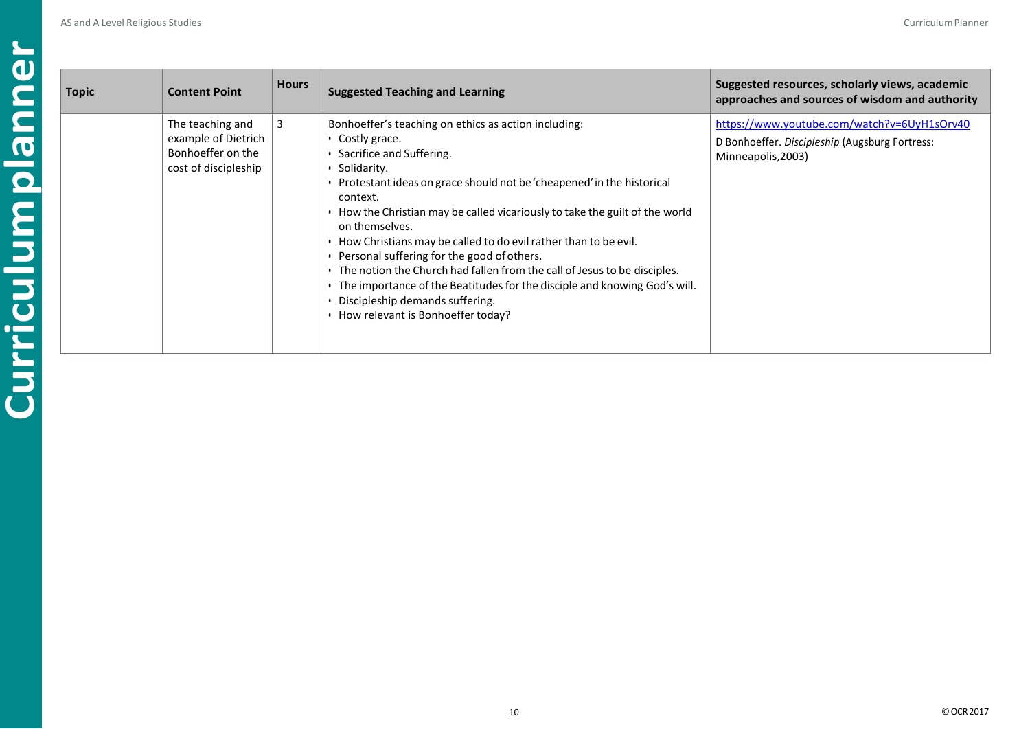| Topic | Content Point | Hours | Suggested Teaching and Learning | Suggested resources, scholarly views, academic approaches and sources of wisdom and authority |
|---|---|---|---|---|
| | The teaching and example of Dietrich Bonhoeffer on the cost of discipleship | 3 | Bonhoeffer's teaching on ethics as action including:<br>• Costly grace.<br>• Sacrifice and Suffering.<br>• Solidarity.<br>• Protestant ideas on grace should not be 'cheapened' in the historical context.<br>• How the Christian may be called vicariously to take the guilt of the world on themselves.<br>• How Christians may be called to do evil rather than to be evil.<br>• Personal suffering for the good of others.<br>• The notion the Church had fallen from the call of Jesus to be disciples.<br>• The importance of the Beatitudes for the disciple and knowing God's will.<br>• Discipleship demands suffering.<br>• How relevant is Bonhoeffer today? | https://www.youtube.com/watch?v=6UyH1sOrv40<br>D Bonhoeffer. *Discipleship* (Augsburg Fortress: Minneapolis,2003) |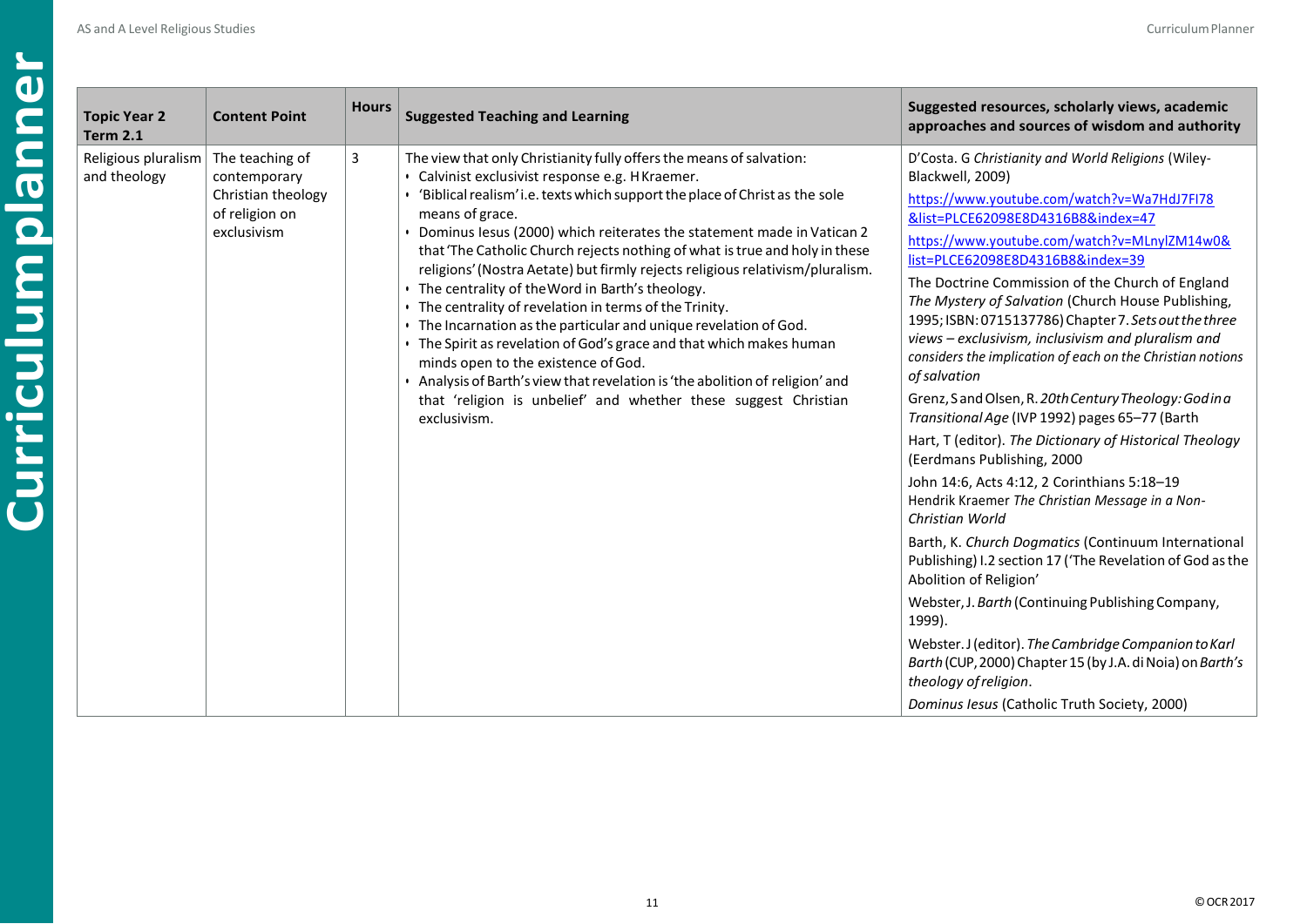| Topic Year 2 Term 2.1 | Content Point | Hours | Suggested Teaching and Learning | Suggested resources, scholarly views, academic approaches and sources of wisdom and authority |
|---|---|---|---|---|
| Religious pluralism and theology | The teaching of contemporary Christian theology of religion on exclusivism | 3 | The view that only Christianity fully offers the means of salvation:<br>• Calvinist exclusivist response e.g. H Kraemer.<br>• 'Biblical realism' i.e. texts which support the place of Christ as the sole means of grace.<br>• Dominus Iesus (2000) which reiterates the statement made in Vatican 2 that 'The Catholic Church rejects nothing of what is true and holy in these religions' (Nostra Aetate) but firmly rejects religious relativism/pluralism.<br>• The centrality of the Word in Barth's theology.<br>• The centrality of revelation in terms of the Trinity.<br>• The Incarnation as the particular and unique revelation of God.<br>• The Spirit as revelation of God's grace and that which makes human minds open to the existence of God.<br>• Analysis of Barth's view that revelation is 'the abolition of religion' and that 'religion is unbelief' and whether these suggest Christian exclusivism. | D'Costa. G *Christianity and World Religions* (Wiley-Blackwell, 2009)<br>https://www.youtube.com/watch?v=Wa7HdJ7FI78&list=PLCE62098E8D4316B8&index=47<br>https://www.youtube.com/watch?v=MLnylZM14w0&list=PLCE62098E8D4316B8&index=39<br>The Doctrine Commission of the Church of England *The Mystery of Salvation* (Church House Publishing, 1995; ISBN: 0715137786) Chapter 7. *Sets out the three views – exclusivism, inclusivism and pluralism and considers the implication of each on the Christian notions of salvation*<br>Grenz, S and Olsen, R. *20th Century Theology: God in a Transitional Age* (IVP 1992) pages 65–77 (Barth<br>Hart, T (editor). *The Dictionary of Historical Theology* (Eerdmans Publishing, 2000<br>John 14:6, Acts 4:12, 2 Corinthians 5:18–19<br>Hendrik Kraemer *The Christian Message in a Non-Christian World*<br>Barth, K. *Church Dogmatics* (Continuum International Publishing) I.2 section 17 ('The Revelation of God as the Abolition of Religion'<br>Webster, J. *Barth* (Continuing Publishing Company, 1999).<br>Webster. J (editor). *The Cambridge Companion to Karl Barth* (CUP, 2000) Chapter 15 (by J.A. di Noia) on *Barth's theology of religion*.<br>*Dominus Iesus* (Catholic Truth Society, 2000) |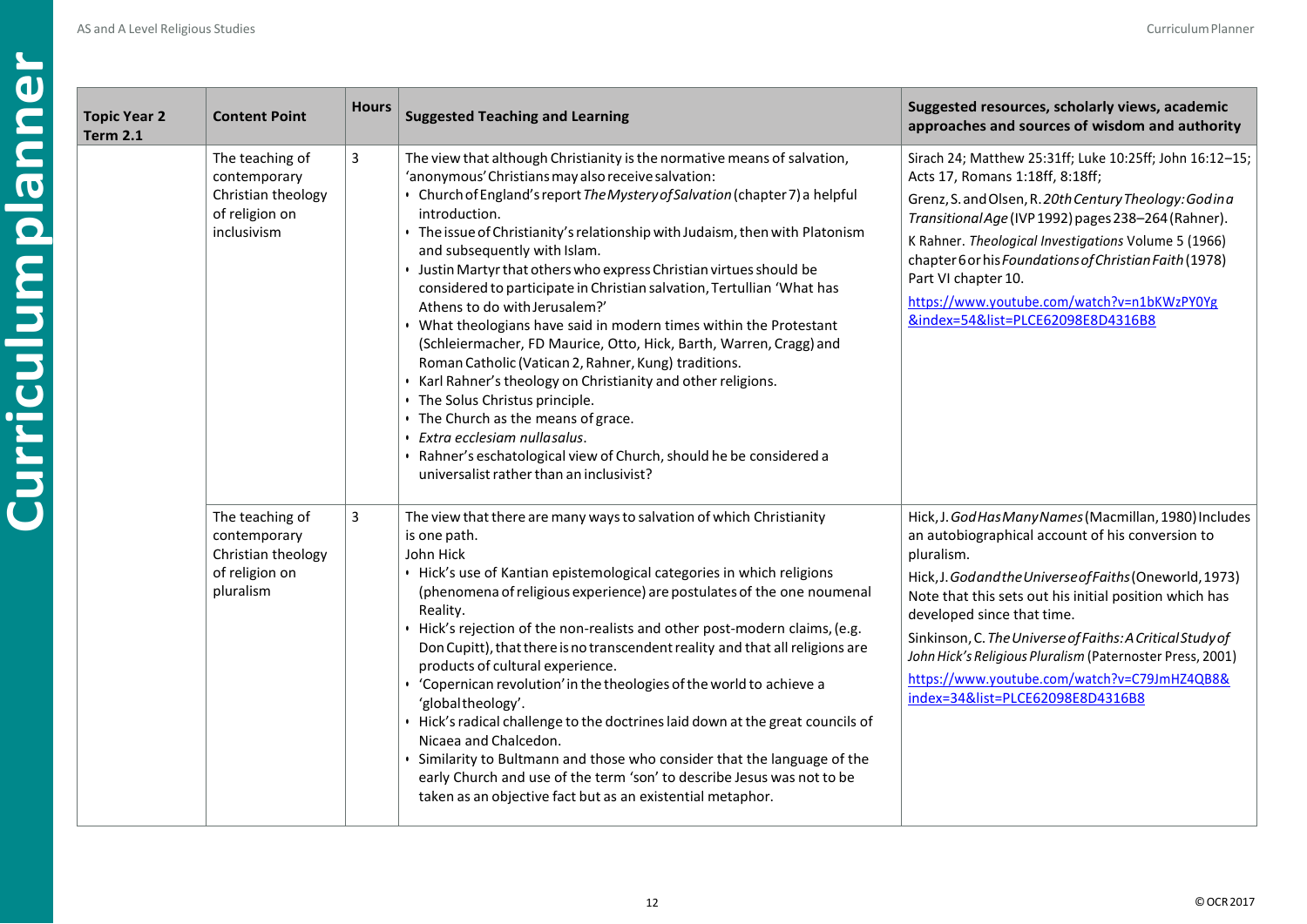| Topic Year 2 Term 2.1 | Content Point | Hours | Suggested Teaching and Learning | Suggested resources, scholarly views, academic approaches and sources of wisdom and authority |
|---|---|---|---|---|
| | The teaching of contemporary Christian theology of religion on inclusivism | 3 | The view that although Christianity is the normative means of salvation, 'anonymous' Christians may also receive salvation:<br>• Church of England's report *The Mystery of Salvation* (chapter 7) a helpful introduction.<br>• The issue of Christianity's relationship with Judaism, then with Platonism and subsequently with Islam.<br>• Justin Martyr that others who express Christian virtues should be considered to participate in Christian salvation, Tertullian 'What has Athens to do with Jerusalem?'<br>• What theologians have said in modern times within the Protestant (Schleiermacher, FD Maurice, Otto, Hick, Barth, Warren, Cragg) and Roman Catholic (Vatican 2, Rahner, Kung) traditions.<br>• Karl Rahner's theology on Christianity and other religions.<br>• The Solus Christus principle.<br>• The Church as the means of grace.<br>• *Extra ecclesiam nulla salus*.<br>• Rahner's eschatological view of Church, should he be considered a universalist rather than an inclusivist? | Sirach 24; Matthew 25:31ff; Luke 10:25ff; John 16:12–15; Acts 17, Romans 1:18ff, 8:18ff;<br>Grenz, S. and Olsen, R. *20th Century Theology: God in a Transitional Age* (IVP 1992) pages 238–264 (Rahner).<br>K Rahner. *Theological Investigations* Volume 5 (1966) chapter 6 or his *Foundations of Christian Faith* (1978) Part VI chapter 10.<br>https://www.youtube.com/watch?v=n1bKWzPY0Yg&index=54&list=PLCE62098E8D4316B8 |
| | The teaching of contemporary Christian theology of religion on pluralism | 3 | The view that there are many ways to salvation of which Christianity is one path.<br>John Hick<br>• Hick's use of Kantian epistemological categories in which religions (phenomena of religious experience) are postulates of the one noumenal Reality.<br>• Hick's rejection of the non-realists and other post-modern claims, (e.g. Don Cupitt), that there is no transcendent reality and that all religions are products of cultural experience.<br>• 'Copernican revolution' in the theologies of the world to achieve a 'global theology'.<br>• Hick's radical challenge to the doctrines laid down at the great councils of Nicaea and Chalcedon.<br>• Similarity to Bultmann and those who consider that the language of the early Church and use of the term 'son' to describe Jesus was not to be taken as an objective fact but as an existential metaphor. | Hick, J. *God Has Many Names* (Macmillan, 1980) Includes an autobiographical account of his conversion to pluralism.<br>Hick, J. *God and the Universe of Faiths* (Oneworld, 1973) Note that this sets out his initial position which has developed since that time.<br>Sinkinson, C. *The Universe of Faiths: A Critical Study of John Hick's Religious Pluralism* (Paternoster Press, 2001)<br>https://www.youtube.com/watch?v=C79JmHZ4QB8&index=34&list=PLCE62098E8D4316B8 |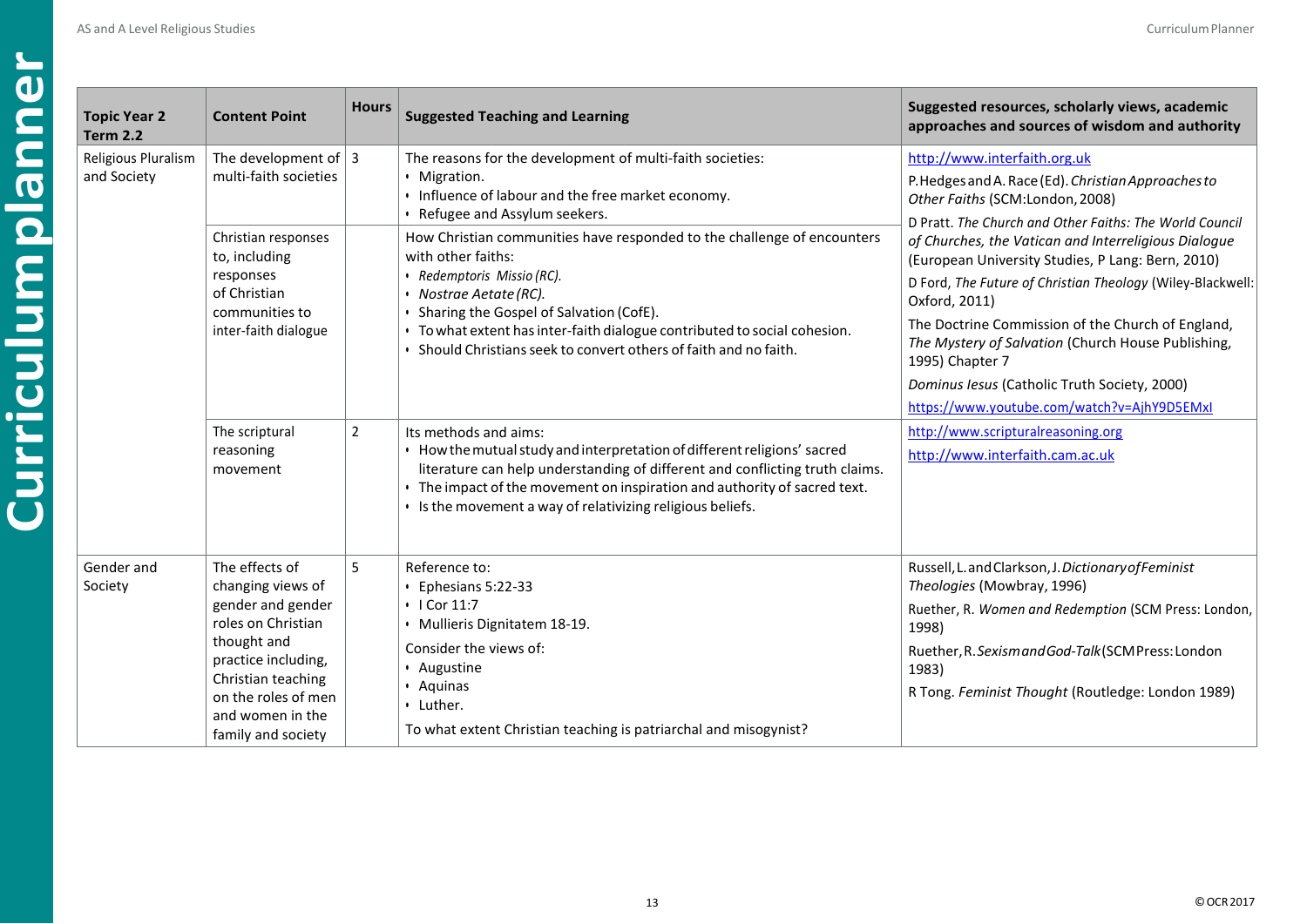| Topic Year 2 Term 2.2 | Content Point | Hours | Suggested Teaching and Learning | Suggested resources, scholarly views, academic approaches and sources of wisdom and authority |
|---|---|---|---|---|
| Religious Pluralism and Society | The development of multi-faith societies | 3 | The reasons for the development of multi-faith societies:<br>• Migration.<br>• Influence of labour and the free market economy.<br>• Refugee and Assylum seekers. | http://www.interfaith.org.uk<br>P. Hedges and A. Race (Ed). *Christian Approaches to Other Faiths* (SCM:London, 2008)<br>D Pratt. *The Church and Other Faiths: The World Council of Churches, the Vatican and Interreligious Dialogue* (European University Studies, P Lang: Bern, 2010)<br>D Ford, *The Future of Christian Theology* (Wiley-Blackwell: Oxford, 2011)<br>The Doctrine Commission of the Church of England, *The Mystery of Salvation* (Church House Publishing, 1995) Chapter 7<br>*Dominus Iesus* (Catholic Truth Society, 2000)<br>https://www.youtube.com/watch?v=AjhY9D5EMxI |
| | Christian responses to, including responses of Christian communities to inter-faith dialogue | | How Christian communities have responded to the challenge of encounters with other faiths:<br>• *Redemptoris Missio (RC).*<br>• *Nostrae Aetate (RC).*<br>• Sharing the Gospel of Salvation (CofE).<br>• To what extent has inter-faith dialogue contributed to social cohesion.<br>• Should Christians seek to convert others of faith and no faith. | |
| | The scriptural reasoning movement | 2 | Its methods and aims:<br>• How the mutual study and interpretation of different religions' sacred literature can help understanding of different and conflicting truth claims.<br>• The impact of the movement on inspiration and authority of sacred text.<br>• Is the movement a way of relativizing religious beliefs. | http://www.scripturalreasoning.org<br>http://www.interfaith.cam.ac.uk |
| Gender and Society | The effects of changing views of gender and gender roles on Christian thought and practice including, Christian teaching on the roles of men and women in the family and society | 5 | Reference to:<br>• Ephesians 5:22-33<br>• I Cor 11:7<br>• Mullieris Dignitatem 18-19.<br>Consider the views of:<br>• Augustine<br>• Aquinas<br>• Luther.<br>To what extent Christian teaching is patriarchal and misogynist? | Russell, L. and Clarkson, J. *Dictionary of Feminist Theologies* (Mowbray, 1996)<br>Ruether, R. *Women and Redemption* (SCM Press: London, 1998)<br>Ruether, R. *Sexism and God-Talk* (SCM Press: London 1983)<br>R Tong. *Feminist Thought* (Routledge: London 1989) |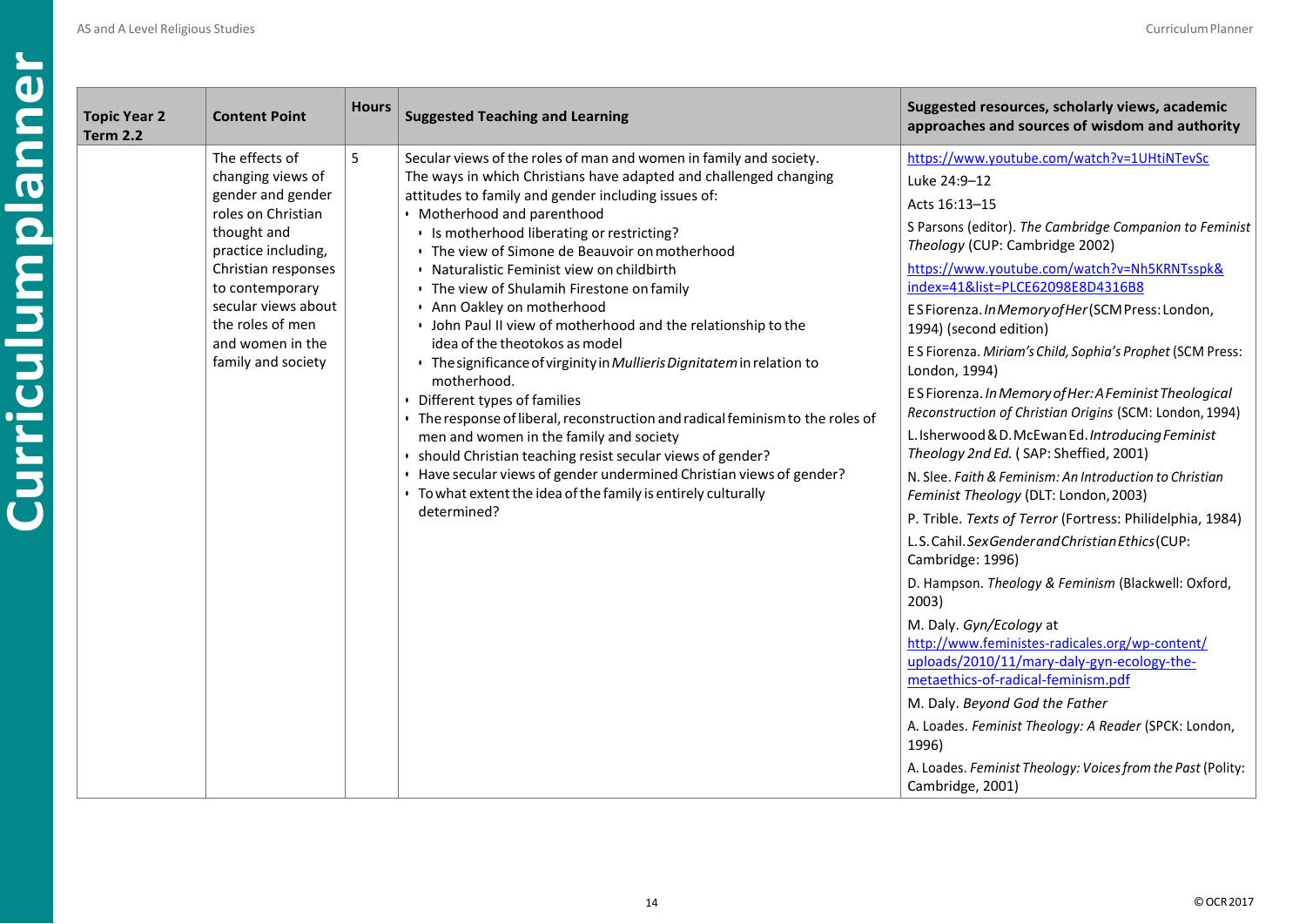| Topic Year 2 Term 2.2 | Content Point | Hours | Suggested Teaching and Learning | Suggested resources, scholarly views, academic approaches and sources of wisdom and authority |
|---|---|---|---|---|
| | The effects of changing views of gender and gender roles on Christian thought and practice including, Christian responses to contemporary secular views about the roles of men and women in the family and society | 5 | Secular views of the roles of man and women in family and society.<br>The ways in which Christians have adapted and challenged changing attitudes to family and gender including issues of:<br>• Motherhood and parenthood<br>  • Is motherhood liberating or restricting?<br>  • The view of Simone de Beauvoir on motherhood<br>  • Naturalistic Feminist view on childbirth<br>  • The view of Shulamih Firestone on family<br>  • Ann Oakley on motherhood<br>  • John Paul II view of motherhood and the relationship to the idea of the theotokos as model<br>  • The significance of virginity in *Mullieris Dignitatem* in relation to motherhood.<br>• Different types of families<br>• The response of liberal, reconstruction and radical feminism to the roles of men and women in the family and society<br>• should Christian teaching resist secular views of gender?<br>• Have secular views of gender undermined Christian views of gender?<br>• To what extent the idea of the family is entirely culturally determined? | https://www.youtube.com/watch?v=1UHtiNTevSc<br>Luke 24:9–12<br>Acts 16:13–15<br>S Parsons (editor). *The Cambridge Companion to Feminist Theology* (CUP: Cambridge 2002)<br>https://www.youtube.com/watch?v=Nh5KRNTsspk&index=41&list=PLCE62098E8D4316B8<br>E S Fiorenza. *In Memory of Her* (SCM Press: London, 1994) (second edition)<br>E S Fiorenza. *Miriam's Child, Sophia's Prophet* (SCM Press: London, 1994)<br>E S Fiorenza. *In Memory of Her: A Feminist Theological Reconstruction of Christian Origins* (SCM: London, 1994)<br>L. Isherwood & D. McEwan Ed. *Introducing Feminist Theology 2nd Ed.* ( SAP: Sheffied, 2001)<br>N. Slee. *Faith & Feminism: An Introduction to Christian Feminist Theology* (DLT: London, 2003)<br>P. Trible. *Texts of Terror* (Fortress: Philidelphia, 1984)<br>L.S. Cahil. *Sex Gender and Christian Ethics* (CUP: Cambridge: 1996)<br>D. Hampson. *Theology & Feminism* (Blackwell: Oxford, 2003)<br>M. Daly. *Gyn/Ecology* at http://www.feministes-radicales.org/wp-content/uploads/2010/11/mary-daly-gyn-ecology-the-metaethics-of-radical-feminism.pdf<br>M. Daly. *Beyond God the Father*<br>A. Loades. *Feminist Theology: A Reader* (SPCK: London, 1996)<br>A. Loades. *Feminist Theology: Voices from the Past* (Polity: Cambridge, 2001) |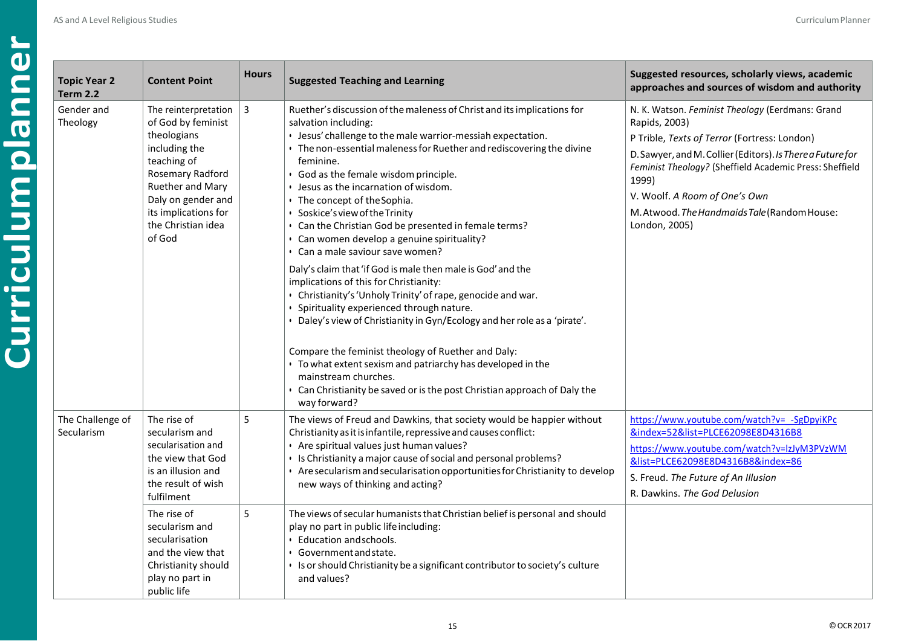| Topic Year 2 Term 2.2 | Content Point | Hours | Suggested Teaching and Learning | Suggested resources, scholarly views, academic approaches and sources of wisdom and authority |
|---|---|---|---|---|
| Gender and Theology | The reinterpretation of God by feminist theologians including the teaching of Rosemary Radford Ruether and Mary Daly on gender and its implications for the Christian idea of God | 3 | Ruether's discussion of the maleness of Christ and its implications for salvation including:<br>• Jesus' challenge to the male warrior-messiah expectation.<br>• The non-essential maleness for Ruether and rediscovering the divine feminine.<br>• God as the female wisdom principle.<br>• Jesus as the incarnation of wisdom.<br>• The concept of the Sophia.<br>• Soskice's view of the Trinity<br>• Can the Christian God be presented in female terms?<br>• Can women develop a genuine spirituality?<br>• Can a male saviour save women?<br><br>Daly's claim that 'if God is male then male is God' and the implications of this for Christianity:<br>• Christianity's 'Unholy Trinity' of rape, genocide and war.<br>• Spirituality experienced through nature.<br>• Daley's view of Christianity in Gyn/Ecology and her role as a 'pirate'.<br><br>Compare the feminist theology of Ruether and Daly:<br>• To what extent sexism and patriarchy has developed in the mainstream churches.<br>• Can Christianity be saved or is the post Christian approach of Daly the way forward? | N. K. Watson. *Feminist Theology* (Eerdmans: Grand Rapids, 2003)<br>P Trible, *Texts of Terror* (Fortress: London)<br>D. Sawyer, and M. Collier (Editors). *Is There a Future for Feminist Theology?* (Sheffield Academic Press: Sheffield 1999)<br>V. Woolf. *A Room of One's Own*<br>M. Atwood. *The Handmaids Tale* (Random House: London, 2005) |
| The Challenge of Secularism | The rise of secularism and secularisation and the view that God is an illusion and the result of wish fulfilment | 5 | The views of Freud and Dawkins, that society would be happier without Christianity as it is infantile, repressive and causes conflict:<br>• Are spiritual values just human values?<br>• Is Christianity a major cause of social and personal problems?<br>• Are secularism and secularisation opportunities for Christianity to develop new ways of thinking and acting? | https://www.youtube.com/watch?v=_-SgDpyiKPc&index=52&list=PLCE62098E8D4316B8<br>https://www.youtube.com/watch?v=lzJyM3PVzWM&list=PLCE62098E8D4316B8&index=86<br>S. Freud. *The Future of An Illusion*<br>R. Dawkins. *The God Delusion* |
| | The rise of secularism and secularisation and the view that Christianity should play no part in public life | 5 | The views of secular humanists that Christian belief is personal and should play no part in public life including:<br>• Education and schools.<br>• Government and state.<br>• Is or should Christianity be a significant contributor to society's culture and values? | |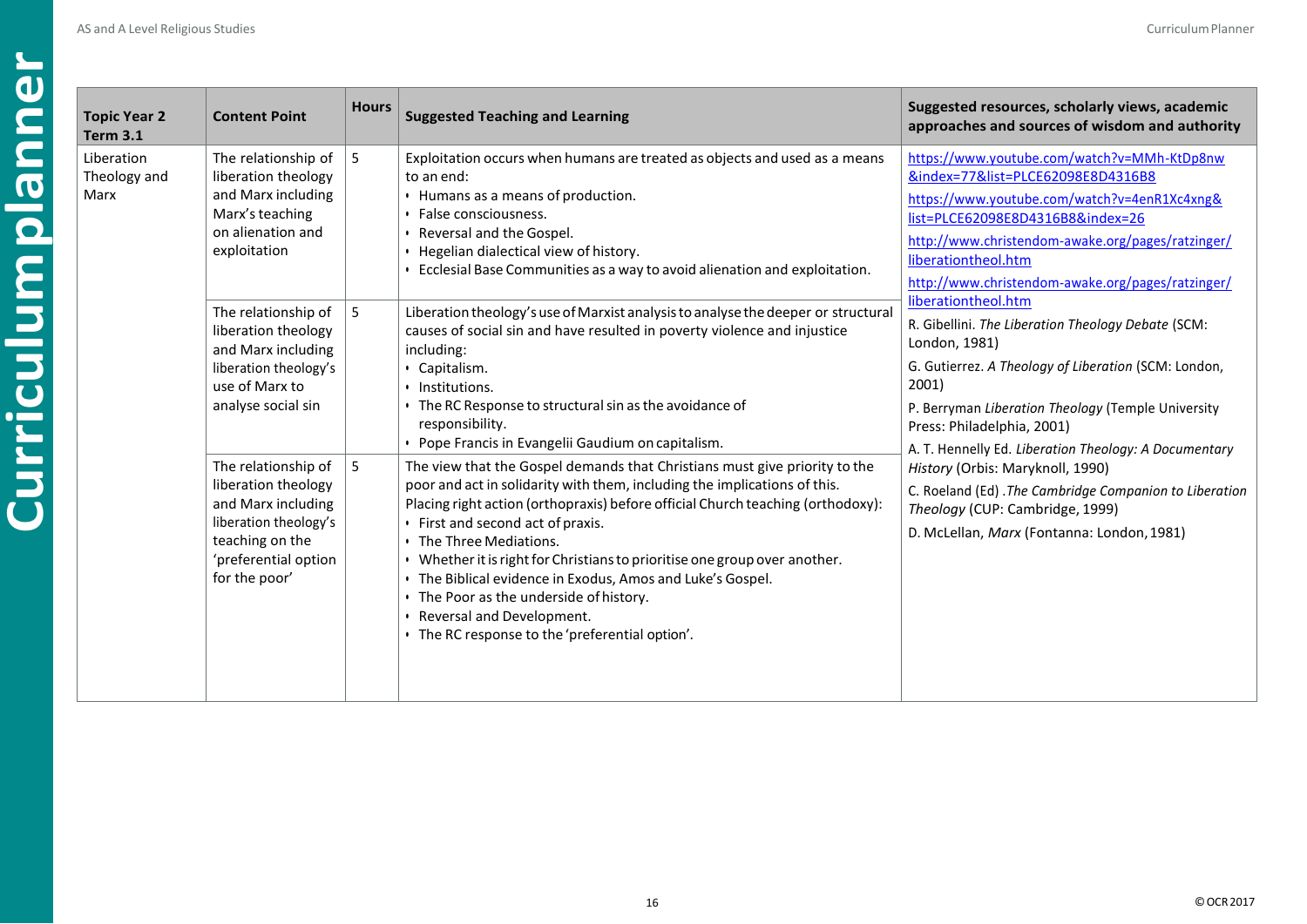| Topic Year 2 Term 3.1 | Content Point | Hours | Suggested Teaching and Learning | Suggested resources, scholarly views, academic approaches and sources of wisdom and authority |
|---|---|---|---|---|
| Liberation Theology and Marx | The relationship of liberation theology and Marx including Marx's teaching on alienation and exploitation | 5 | Exploitation occurs when humans are treated as objects and used as a means to an end:<br>• Humans as a means of production.<br>• False consciousness.<br>• Reversal and the Gospel.<br>• Hegelian dialectical view of history.<br>• Ecclesial Base Communities as a way to avoid alienation and exploitation. | https://www.youtube.com/watch?v=MMh-KtDp8nw&index=77&list=PLCE62098E8D4316B8<br>https://www.youtube.com/watch?v=4enR1Xc4xng&list=PLCE62098E8D4316B8&index=26<br>http://www.christendom-awake.org/pages/ratzinger/liberationtheol.htm<br>http://www.christendom-awake.org/pages/ratzinger/liberationtheol.htm<br>R. Gibellini. *The Liberation Theology Debate* (SCM: London, 1981)<br>G. Gutierrez. *A Theology of Liberation* (SCM: London, 2001)<br>P. Berryman *Liberation Theology* (Temple University Press: Philadelphia, 2001)<br>A. T. Hennelly Ed. *Liberation Theology: A Documentary History* (Orbis: Maryknoll, 1990)<br>C. Roeland (Ed) .*The Cambridge Companion to Liberation Theology* (CUP: Cambridge, 1999)<br>D. McLellan, *Marx* (Fontanna: London, 1981) |
| | The relationship of liberation theology and Marx including liberation theology's use of Marx to analyse social sin | 5 | Liberation theology's use of Marxist analysis to analyse the deeper or structural causes of social sin and have resulted in poverty violence and injustice including:<br>• Capitalism.<br>• Institutions.<br>• The RC Response to structural sin as the avoidance of responsibility.<br>• Pope Francis in Evangelii Gaudium on capitalism. | |
| | The relationship of liberation theology and Marx including liberation theology's teaching on the 'preferential option for the poor' | 5 | The view that the Gospel demands that Christians must give priority to the poor and act in solidarity with them, including the implications of this.<br>Placing right action (orthopraxis) before official Church teaching (orthodoxy):<br>• First and second act of praxis.<br>• The Three Mediations.<br>• Whether it is right for Christians to prioritise one group over another.<br>• The Biblical evidence in Exodus, Amos and Luke's Gospel.<br>• The Poor as the underside of history.<br>• Reversal and Development.<br>• The RC response to the 'preferential option'. | |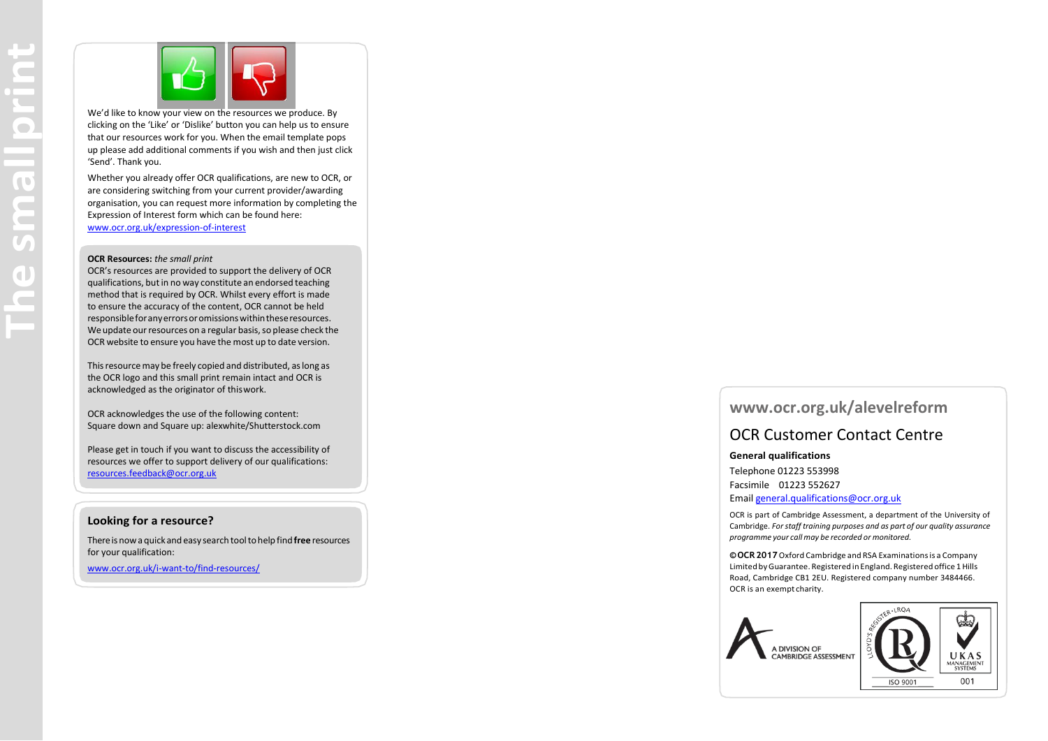# The small print

We'd like to know your view on the resources we produce. By clicking on the 'Like' or 'Dislike' button you can help us to ensure that our resources work for you. When the email template pops up please add additional comments if you wish and then just click 'Send'. Thank you.

Whether you already offer OCR qualifications, are new to OCR, or are considering switching from your current provider/awarding organisation, you can request more information by completing the Expression of Interest form which can be found here: www.ocr.org.uk/expression-of-interest

**OCR Resources:** *the small print*
OCR's resources are provided to support the delivery of OCR qualifications, but in no way constitute an endorsed teaching method that is required by OCR. Whilst every effort is made to ensure the accuracy of the content, OCR cannot be held responsible for any errors or omissions within these resources. We update our resources on a regular basis, so please check the OCR website to ensure you have the most up to date version.

This resource may be freely copied and distributed, as long as the OCR logo and this small print remain intact and OCR is acknowledged as the originator of this work.

OCR acknowledges the use of the following content:
Square down and Square up: alexwhite/Shutterstock.com

Please get in touch if you want to discuss the accessibility of resources we offer to support delivery of our qualifications: resources.feedback@ocr.org.uk

## Looking for a resource?

There is now a quick and easy search tool to help find **free** resources for your qualification:

www.ocr.org.uk/i-want-to/find-resources/

## www.ocr.org.uk/alevelreform

## OCR Customer Contact Centre

**General qualifications**

Telephone 01223 553998
Facsimile 01223 552627
Email general.qualifications@ocr.org.uk

OCR is part of Cambridge Assessment, a department of the University of Cambridge. *For staff training purposes and as part of our quality assurance programme your call may be recorded or monitored.*

**© OCR 2017** Oxford Cambridge and RSA Examinations is a Company Limited by Guarantee. Registered in England. Registered office 1 Hills Road, Cambridge CB1 2EU. Registered company number 3484466. OCR is an exempt charity.

A DIVISION OF CAMBRIDGE ASSESSMENT

ISO 9001

UKAS MANAGEMENT SYSTEMS 001